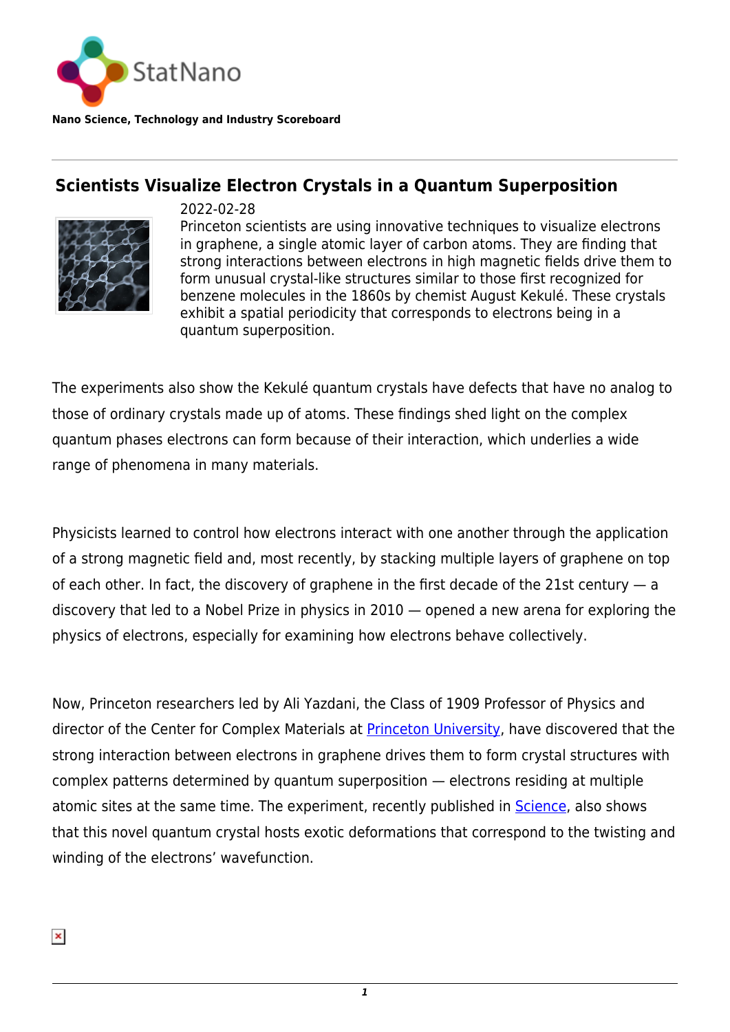StatNano

**Nano Science, Technology and Industry Scoreboard**

# Scientists Visualize Electron Crystals in a Quantum Superposition

2022-02-28

Princeton scientists are using innovative techniques to visualize electrons in graphene, a single atomic layer of carbon atoms. They are finding that strong interactions between electrons in high magnetic fields drive them to form unusual crystal-like structures similar to those first recognized for benzene molecules in the 1860s by chemist August Kekulé. These crystals exhibit a spatial periodicity that corresponds to electrons being in a quantum superposition.

The experiments also show the Kekulé quantum crystals have defects that have no analog to those of ordinary crystals made up of atoms. These findings shed light on the complex quantum phases electrons can form because of their interaction, which underlies a wide range of phenomena in many materials.

Physicists learned to control how electrons interact with one another through the application of a strong magnetic field and, most recently, by stacking multiple layers of graphene on top of each other. In fact, the discovery of graphene in the first decade of the 21st century — a discovery that led to a Nobel Prize in physics in 2010 — opened a new arena for exploring the physics of electrons, especially for examining how electrons behave collectively.

Now, Princeton researchers led by Ali Yazdani, the Class of 1909 Professor of Physics and director of the Center for Complex Materials at Princeton University, have discovered that the strong interaction between electrons in graphene drives them to form crystal structures with complex patterns determined by quantum superposition — electrons residing at multiple atomic sites at the same time. The experiment, recently published in Science, also shows that this novel quantum crystal hosts exotic deformations that correspond to the twisting and winding of the electrons' wavefunction.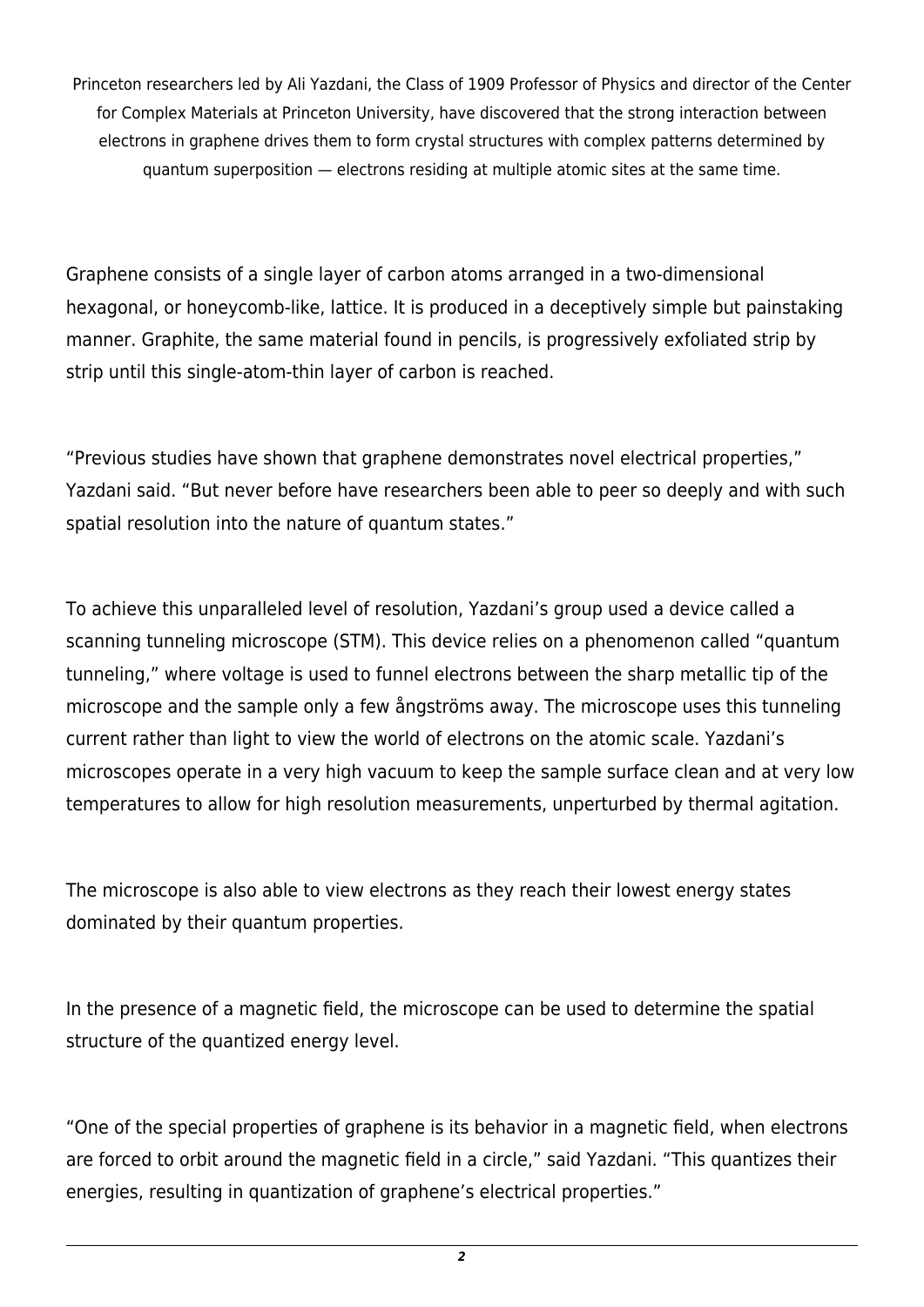Princeton researchers led by Ali Yazdani, the Class of 1909 Professor of Physics and director of the Center for Complex Materials at Princeton University, have discovered that the strong interaction between electrons in graphene drives them to form crystal structures with complex patterns determined by quantum superposition — electrons residing at multiple atomic sites at the same time.

Graphene consists of a single layer of carbon atoms arranged in a two-dimensional hexagonal, or honeycomb-like, lattice. It is produced in a deceptively simple but painstaking manner. Graphite, the same material found in pencils, is progressively exfoliated strip by strip until this single-atom-thin layer of carbon is reached.

"Previous studies have shown that graphene demonstrates novel electrical properties," Yazdani said. "But never before have researchers been able to peer so deeply and with such spatial resolution into the nature of quantum states."

To achieve this unparalleled level of resolution, Yazdani's group used a device called a scanning tunneling microscope (STM). This device relies on a phenomenon called "quantum tunneling," where voltage is used to funnel electrons between the sharp metallic tip of the microscope and the sample only a few ångströms away. The microscope uses this tunneling current rather than light to view the world of electrons on the atomic scale. Yazdani's microscopes operate in a very high vacuum to keep the sample surface clean and at very low temperatures to allow for high resolution measurements, unperturbed by thermal agitation.

The microscope is also able to view electrons as they reach their lowest energy states dominated by their quantum properties.

In the presence of a magnetic field, the microscope can be used to determine the spatial structure of the quantized energy level.

"One of the special properties of graphene is its behavior in a magnetic field, when electrons are forced to orbit around the magnetic field in a circle," said Yazdani. "This quantizes their energies, resulting in quantization of graphene's electrical properties."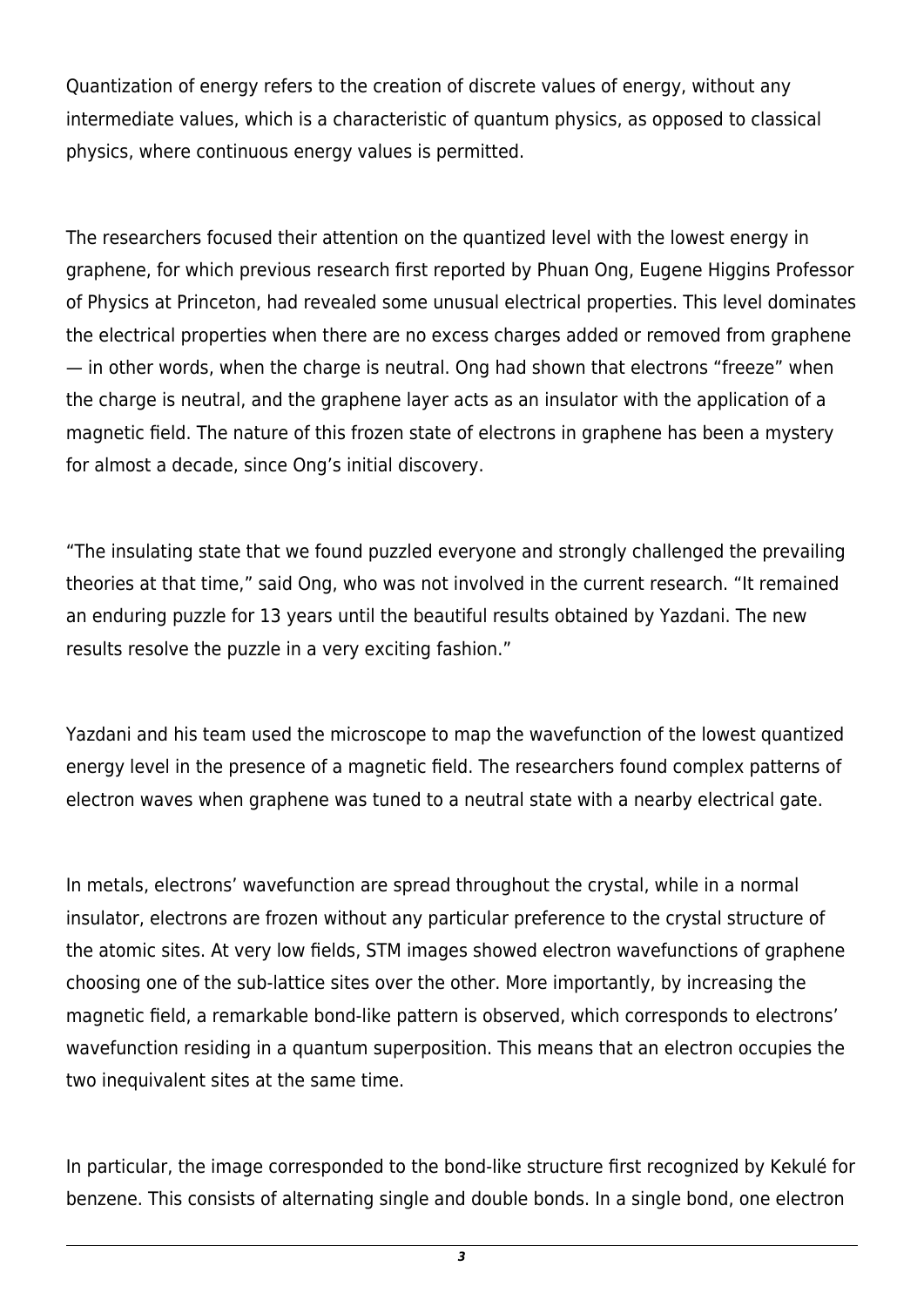Quantization of energy refers to the creation of discrete values of energy, without any intermediate values, which is a characteristic of quantum physics, as opposed to classical physics, where continuous energy values is permitted.

The researchers focused their attention on the quantized level with the lowest energy in graphene, for which previous research first reported by Phuan Ong, Eugene Higgins Professor of Physics at Princeton, had revealed some unusual electrical properties. This level dominates the electrical properties when there are no excess charges added or removed from graphene — in other words, when the charge is neutral. Ong had shown that electrons "freeze" when the charge is neutral, and the graphene layer acts as an insulator with the application of a magnetic field. The nature of this frozen state of electrons in graphene has been a mystery for almost a decade, since Ong's initial discovery.

"The insulating state that we found puzzled everyone and strongly challenged the prevailing theories at that time," said Ong, who was not involved in the current research. "It remained an enduring puzzle for 13 years until the beautiful results obtained by Yazdani. The new results resolve the puzzle in a very exciting fashion."

Yazdani and his team used the microscope to map the wavefunction of the lowest quantized energy level in the presence of a magnetic field. The researchers found complex patterns of electron waves when graphene was tuned to a neutral state with a nearby electrical gate.

In metals, electrons' wavefunction are spread throughout the crystal, while in a normal insulator, electrons are frozen without any particular preference to the crystal structure of the atomic sites. At very low fields, STM images showed electron wavefunctions of graphene choosing one of the sub-lattice sites over the other. More importantly, by increasing the magnetic field, a remarkable bond-like pattern is observed, which corresponds to electrons' wavefunction residing in a quantum superposition. This means that an electron occupies the two inequivalent sites at the same time.

In particular, the image corresponded to the bond-like structure first recognized by Kekulé for benzene. This consists of alternating single and double bonds. In a single bond, one electron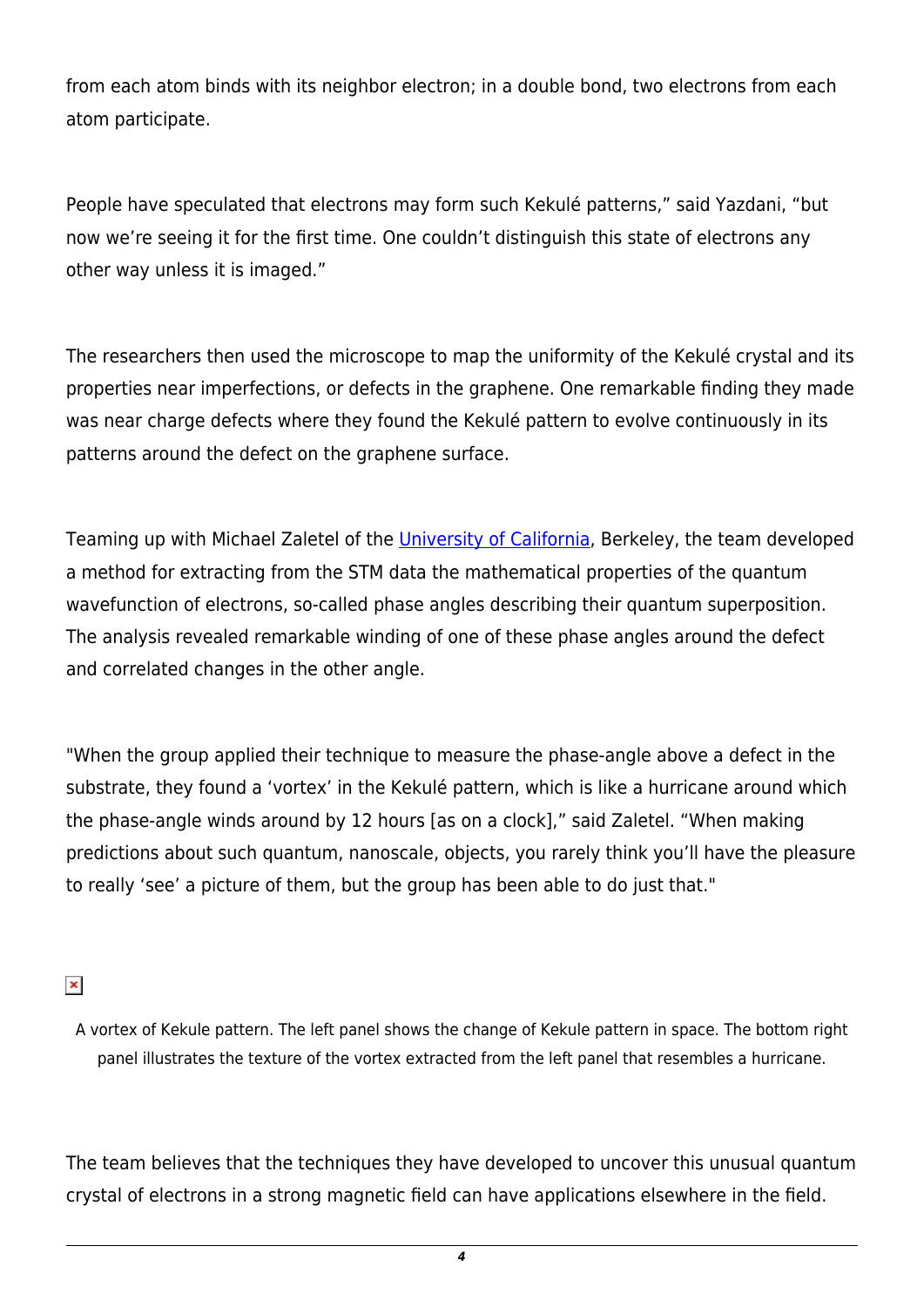from each atom binds with its neighbor electron; in a double bond, two electrons from each atom participate.

People have speculated that electrons may form such Kekulé patterns," said Yazdani, "but now we're seeing it for the first time. One couldn't distinguish this state of electrons any other way unless it is imaged."

The researchers then used the microscope to map the uniformity of the Kekulé crystal and its properties near imperfections, or defects in the graphene. One remarkable finding they made was near charge defects where they found the Kekulé pattern to evolve continuously in its patterns around the defect on the graphene surface.

Teaming up with Michael Zaletel of the University of California, Berkeley, the team developed a method for extracting from the STM data the mathematical properties of the quantum wavefunction of electrons, so-called phase angles describing their quantum superposition. The analysis revealed remarkable winding of one of these phase angles around the defect and correlated changes in the other angle.

"When the group applied their technique to measure the phase-angle above a defect in the substrate, they found a 'vortex' in the Kekulé pattern, which is like a hurricane around which the phase-angle winds around by 12 hours [as on a clock]," said Zaletel. "When making predictions about such quantum, nanoscale, objects, you rarely think you'll have the pleasure to really 'see' a picture of them, but the group has been able to do just that."

A vortex of Kekule pattern. The left panel shows the change of Kekule pattern in space. The bottom right panel illustrates the texture of the vortex extracted from the left panel that resembles a hurricane.

The team believes that the techniques they have developed to uncover this unusual quantum crystal of electrons in a strong magnetic field can have applications elsewhere in the field.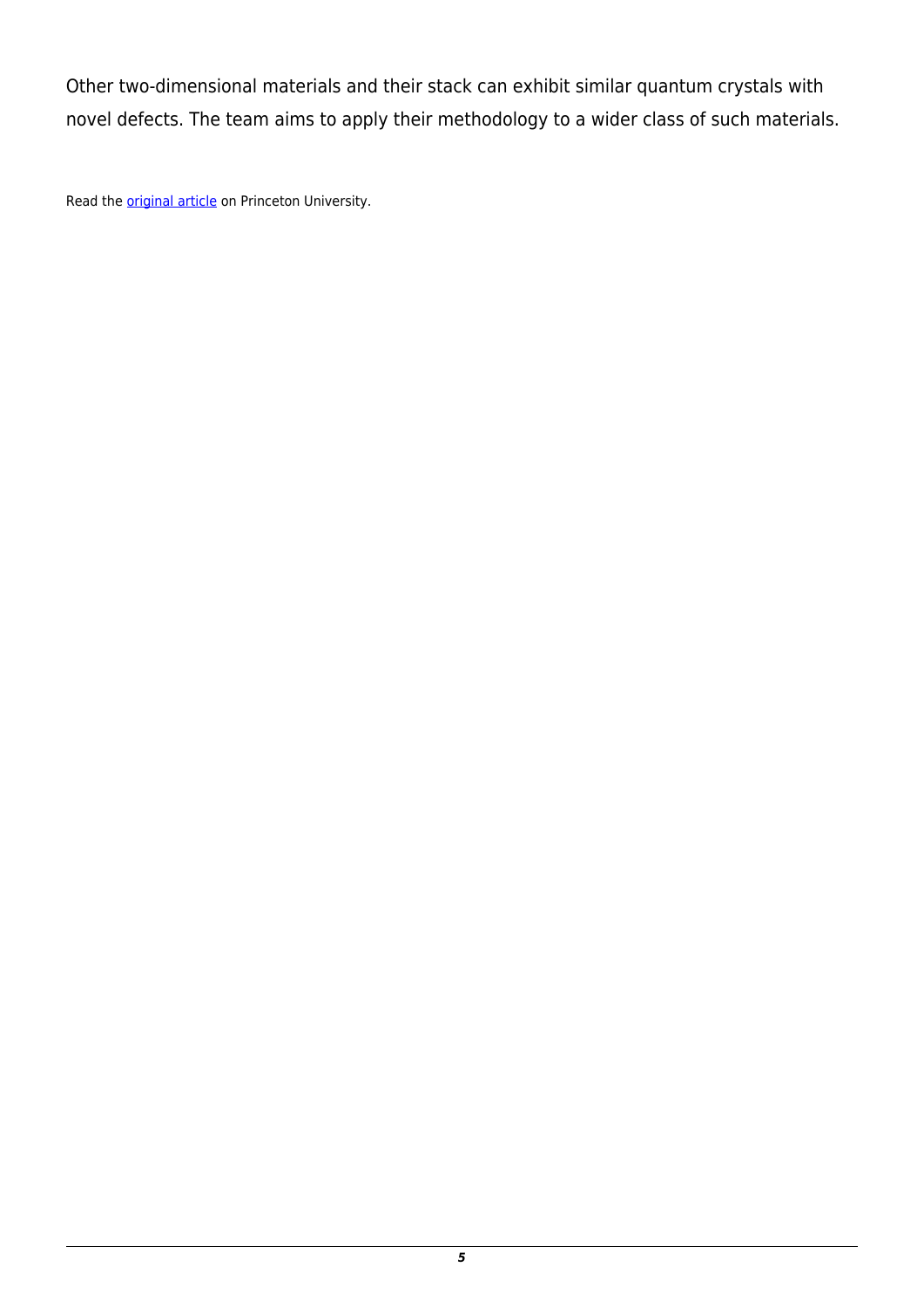Other two-dimensional materials and their stack can exhibit similar quantum crystals with novel defects. The team aims to apply their methodology to a wider class of such materials.

Read the original article on Princeton University.